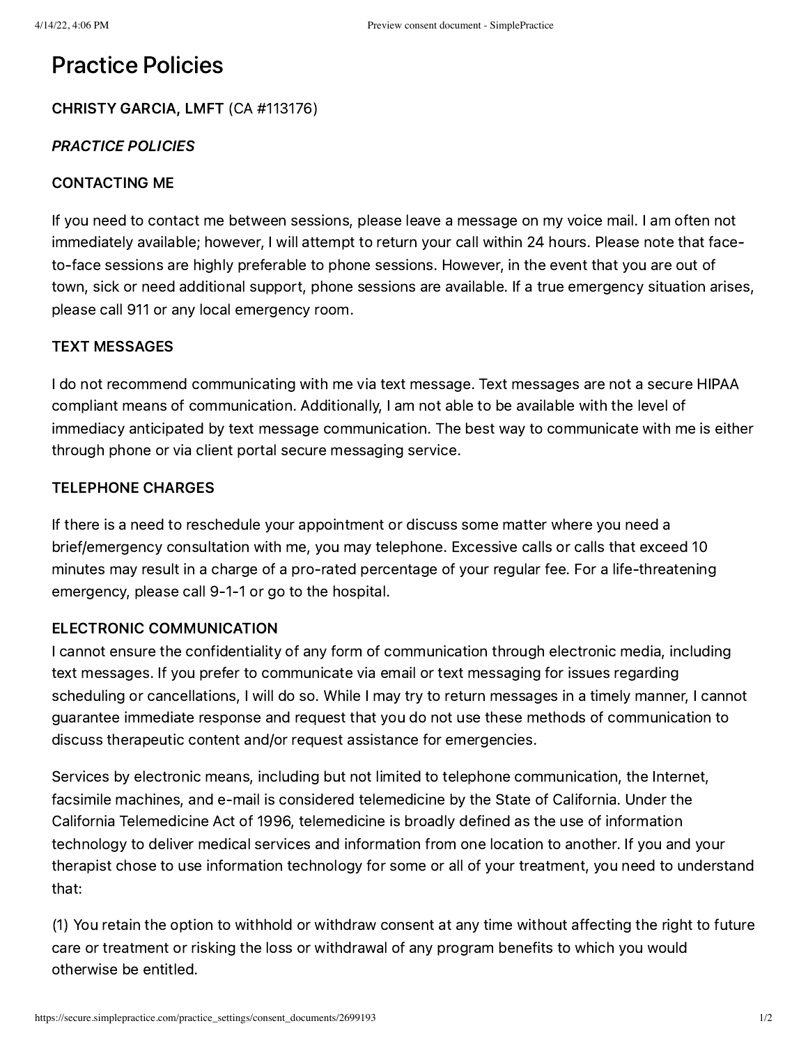# Practice Policies

**CHRISTY GARCIA, LMFT** (CA #113176)

***PRACTICE POLICIES***

## CONTACTING ME

If you need to contact me between sessions, please leave a message on my voice mail. I am often not immediately available; however, I will attempt to return your call within 24 hours. Please note that face-to-face sessions are highly preferable to phone sessions. However, in the event that you are out of town, sick or need additional support, phone sessions are available. If a true emergency situation arises, please call 911 or any local emergency room.

## TEXT MESSAGES

I do not recommend communicating with me via text message. Text messages are not a secure HIPAA compliant means of communication. Additionally, I am not able to be available with the level of immediacy anticipated by text message communication. The best way to communicate with me is either through phone or via client portal secure messaging service.

## TELEPHONE CHARGES

If there is a need to reschedule your appointment or discuss some matter where you need a brief/emergency consultation with me, you may telephone. Excessive calls or calls that exceed 10 minutes may result in a charge of a pro-rated percentage of your regular fee. For a life-threatening emergency, please call 9-1-1 or go to the hospital.

## ELECTRONIC COMMUNICATION

I cannot ensure the confidentiality of any form of communication through electronic media, including text messages. If you prefer to communicate via email or text messaging for issues regarding scheduling or cancellations, I will do so. While I may try to return messages in a timely manner, I cannot guarantee immediate response and request that you do not use these methods of communication to discuss therapeutic content and/or request assistance for emergencies.

Services by electronic means, including but not limited to telephone communication, the Internet, facsimile machines, and e-mail is considered telemedicine by the State of California. Under the California Telemedicine Act of 1996, telemedicine is broadly defined as the use of information technology to deliver medical services and information from one location to another. If you and your therapist chose to use information technology for some or all of your treatment, you need to understand that:

(1) You retain the option to withhold or withdraw consent at any time without affecting the right to future care or treatment or risking the loss or withdrawal of any program benefits to which you would otherwise be entitled.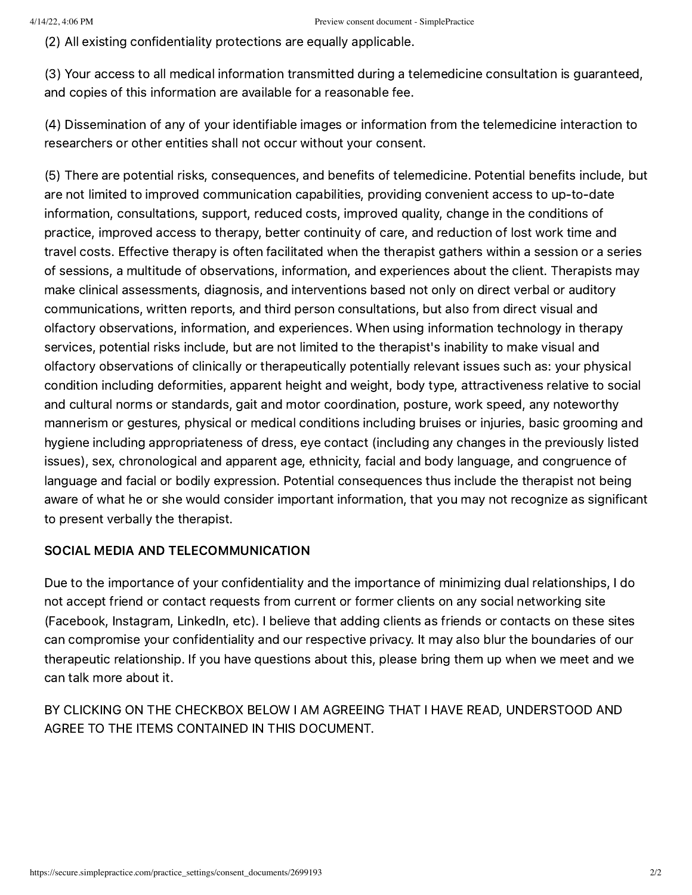(2) All existing confidentiality protections are equally applicable.

(3) Your access to all medical information transmitted during a telemedicine consultation is guaranteed, and copies of this information are available for a reasonable fee.

(4) Dissemination of any of your identifiable images or information from the telemedicine interaction to researchers or other entities shall not occur without your consent.

(5) There are potential risks, consequences, and benefits of telemedicine. Potential benefits include, but are not limited to improved communication capabilities, providing convenient access to up-to-date information, consultations, support, reduced costs, improved quality, change in the conditions of practice, improved access to therapy, better continuity of care, and reduction of lost work time and travel costs. Effective therapy is often facilitated when the therapist gathers within a session or a series of sessions, a multitude of observations, information, and experiences about the client. Therapists may make clinical assessments, diagnosis, and interventions based not only on direct verbal or auditory communications, written reports, and third person consultations, but also from direct visual and olfactory observations, information, and experiences. When using information technology in therapy services, potential risks include, but are not limited to the therapist's inability to make visual and olfactory observations of clinically or therapeutically potentially relevant issues such as: your physical condition including deformities, apparent height and weight, body type, attractiveness relative to social and cultural norms or standards, gait and motor coordination, posture, work speed, any noteworthy mannerism or gestures, physical or medical conditions including bruises or injuries, basic grooming and hygiene including appropriateness of dress, eye contact (including any changes in the previously listed issues), sex, chronological and apparent age, ethnicity, facial and body language, and congruence of language and facial or bodily expression. Potential consequences thus include the therapist not being aware of what he or she would consider important information, that you may not recognize as significant to present verbally the therapist.

## SOCIAL MEDIA AND TELECOMMUNICATION

Due to the importance of your confidentiality and the importance of minimizing dual relationships, I do not accept friend or contact requests from current or former clients on any social networking site (Facebook, Instagram, LinkedIn, etc). I believe that adding clients as friends or contacts on these sites can compromise your confidentiality and our respective privacy. It may also blur the boundaries of our therapeutic relationship. If you have questions about this, please bring them up when we meet and we can talk more about it.

BY CLICKING ON THE CHECKBOX BELOW I AM AGREEING THAT I HAVE READ, UNDERSTOOD AND AGREE TO THE ITEMS CONTAINED IN THIS DOCUMENT.